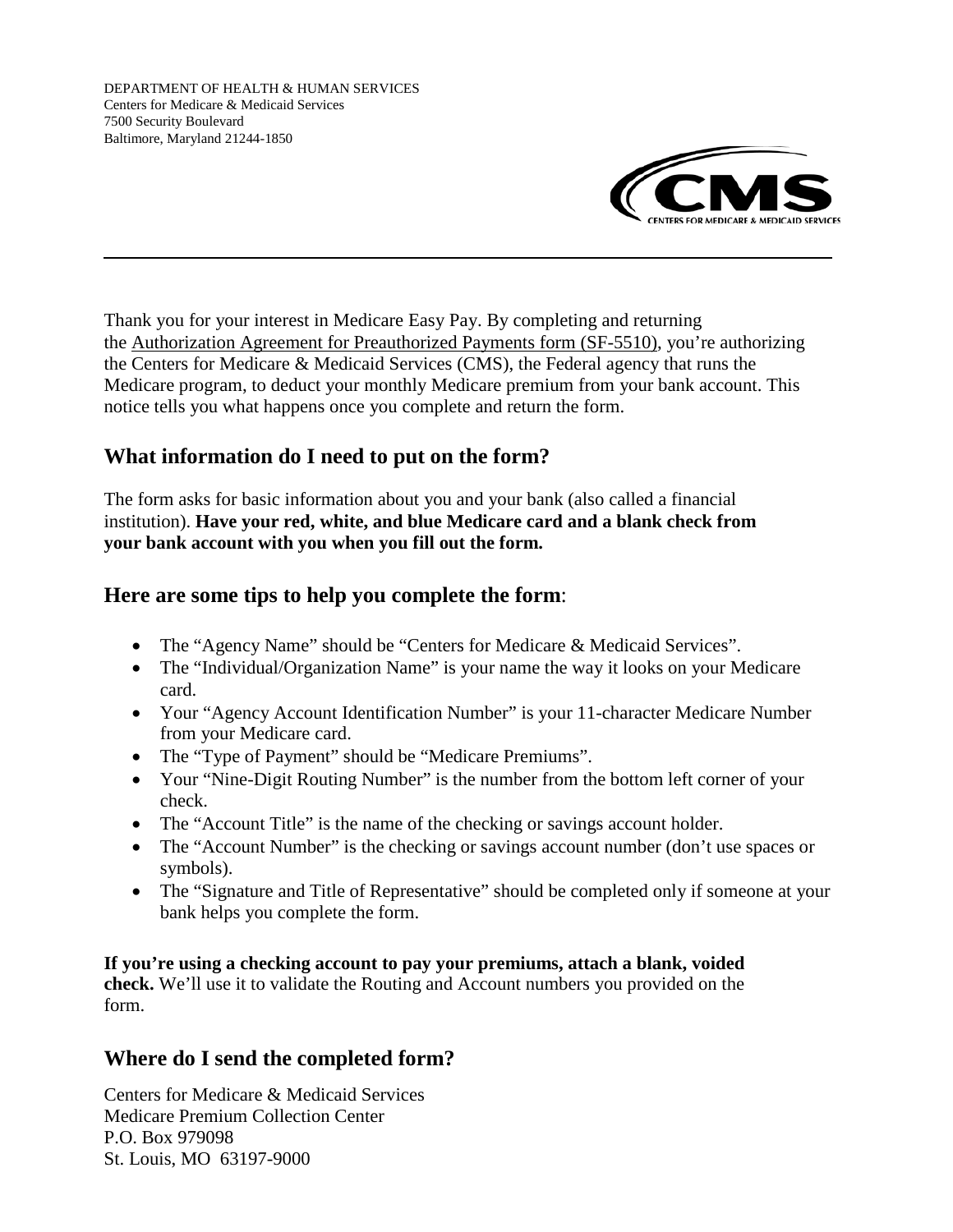DEPARTMENT OF HEALTH & HUMAN SERVICES
Centers for Medicare & Medicaid Services
7500 Security Boulevard
Baltimore, Maryland 21244-1850

CMS
CENTERS FOR MEDICARE & MEDICAID SERVICES

---

Thank you for your interest in Medicare Easy Pay. By completing and returning the Authorization Agreement for Preauthorized Payments form (SF-5510), you're authorizing the Centers for Medicare & Medicaid Services (CMS), the Federal agency that runs the Medicare program, to deduct your monthly Medicare premium from your bank account. This notice tells you what happens once you complete and return the form.

## What information do I need to put on the form?

The form asks for basic information about you and your bank (also called a financial institution). **Have your red, white, and blue Medicare card and a blank check from your bank account with you when you fill out the form.**

## Here are some tips to help you complete the form:

- The "Agency Name" should be "Centers for Medicare & Medicaid Services".
- The "Individual/Organization Name" is your name the way it looks on your Medicare card.
- Your "Agency Account Identification Number" is your 11-character Medicare Number from your Medicare card.
- The "Type of Payment" should be "Medicare Premiums".
- Your "Nine-Digit Routing Number" is the number from the bottom left corner of your check.
- The "Account Title" is the name of the checking or savings account holder.
- The "Account Number" is the checking or savings account number (don't use spaces or symbols).
- The "Signature and Title of Representative" should be completed only if someone at your bank helps you complete the form.

**If you're using a checking account to pay your premiums, attach a blank, voided check.** We'll use it to validate the Routing and Account numbers you provided on the form.

## Where do I send the completed form?

Centers for Medicare & Medicaid Services
Medicare Premium Collection Center
P.O. Box 979098
St. Louis, MO 63197-9000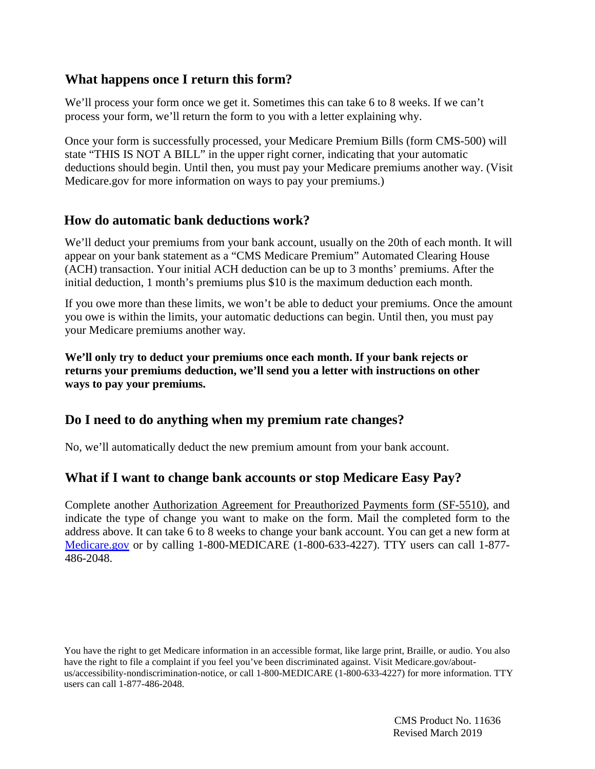## What happens once I return this form?

We'll process your form once we get it. Sometimes this can take 6 to 8 weeks. If we can't process your form, we'll return the form to you with a letter explaining why.

Once your form is successfully processed, your Medicare Premium Bills (form CMS-500) will state "THIS IS NOT A BILL" in the upper right corner, indicating that your automatic deductions should begin. Until then, you must pay your Medicare premiums another way. (Visit Medicare.gov for more information on ways to pay your premiums.)

## How do automatic bank deductions work?

We'll deduct your premiums from your bank account, usually on the 20th of each month. It will appear on your bank statement as a "CMS Medicare Premium" Automated Clearing House (ACH) transaction. Your initial ACH deduction can be up to 3 months' premiums. After the initial deduction, 1 month's premiums plus $10 is the maximum deduction each month.

If you owe more than these limits, we won't be able to deduct your premiums. Once the amount you owe is within the limits, your automatic deductions can begin. Until then, you must pay your Medicare premiums another way.

**We'll only try to deduct your premiums once each month. If your bank rejects or returns your premiums deduction, we'll send you a letter with instructions on other ways to pay your premiums.**

## Do I need to do anything when my premium rate changes?

No, we'll automatically deduct the new premium amount from your bank account.

## What if I want to change bank accounts or stop Medicare Easy Pay?

Complete another Authorization Agreement for Preauthorized Payments form (SF-5510), and indicate the type of change you want to make on the form. Mail the completed form to the address above. It can take 6 to 8 weeks to change your bank account. You can get a new form at Medicare.gov or by calling 1-800-MEDICARE (1-800-633-4227). TTY users can call 1-877-486-2048.

You have the right to get Medicare information in an accessible format, like large print, Braille, or audio. You also have the right to file a complaint if you feel you've been discriminated against. Visit Medicare.gov/about-us/accessibility-nondiscrimination-notice, or call 1-800-MEDICARE (1-800-633-4227) for more information. TTY users can call 1-877-486-2048.

CMS Product No. 11636
Revised March 2019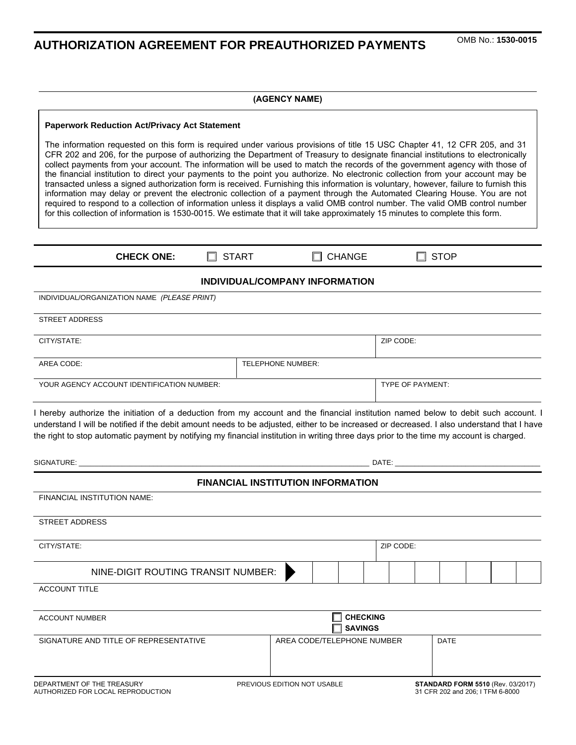# AUTHORIZATION AGREEMENT FOR PREAUTHORIZED PAYMENTS

OMB No.: **1530-0015**

**(AGENCY NAME)**

**Paperwork Reduction Act/Privacy Act Statement**

The information requested on this form is required under various provisions of title 15 USC Chapter 41, 12 CFR 205, and 31 CFR 202 and 206, for the purpose of authorizing the Department of Treasury to designate financial institutions to electronically collect payments from your account. The information will be used to match the records of the government agency with those of the financial institution to direct your payments to the point you authorize. No electronic collection from your account may be transacted unless a signed authorization form is received. Furnishing this information is voluntary, however, failure to furnish this information may delay or prevent the electronic collection of a payment through the Automated Clearing House. You are not required to respond to a collection of information unless it displays a valid OMB control number. The valid OMB control number for this collection of information is 1530-0015. We estimate that it will take approximately 15 minutes to complete this form.

**CHECK ONE:** ☐ START ☐ CHANGE ☐ STOP

## INDIVIDUAL/COMPANY INFORMATION

INDIVIDUAL/ORGANIZATION NAME *(PLEASE PRINT)*

STREET ADDRESS

| | |
|---|---|
| CITY/STATE: | ZIP CODE: |
| AREA CODE: | TELEPHONE NUMBER: |
| YOUR AGENCY ACCOUNT IDENTIFICATION NUMBER: | TYPE OF PAYMENT: |

I hereby authorize the initiation of a deduction from my account and the financial institution named below to debit such account. I understand I will be notified if the debit amount needs to be adjusted, either to be increased or decreased. I also understand that I have the right to stop automatic payment by notifying my financial institution in writing three days prior to the time my account is charged.

SIGNATURE: ______________________________ DATE: ______________________

## FINANCIAL INSTITUTION INFORMATION

FINANCIAL INSTITUTION NAME:

STREET ADDRESS

| | |
|---|---|
| CITY/STATE: | ZIP CODE: |

NINE-DIGIT ROUTING TRANSIT NUMBER: ▶ | | | | | | | | | |

ACCOUNT TITLE

ACCOUNT NUMBER ☐ **CHECKING** ☐ **SAVINGS**

| | | |
|---|---|---|
| SIGNATURE AND TITLE OF REPRESENTATIVE | AREA CODE/TELEPHONE NUMBER | DATE |

DEPARTMENT OF THE TREASURY
AUTHORIZED FOR LOCAL REPRODUCTION

PREVIOUS EDITION NOT USABLE

**STANDARD FORM 5510** (Rev. 03/2017)
31 CFR 202 and 206; I TFM 6-8000